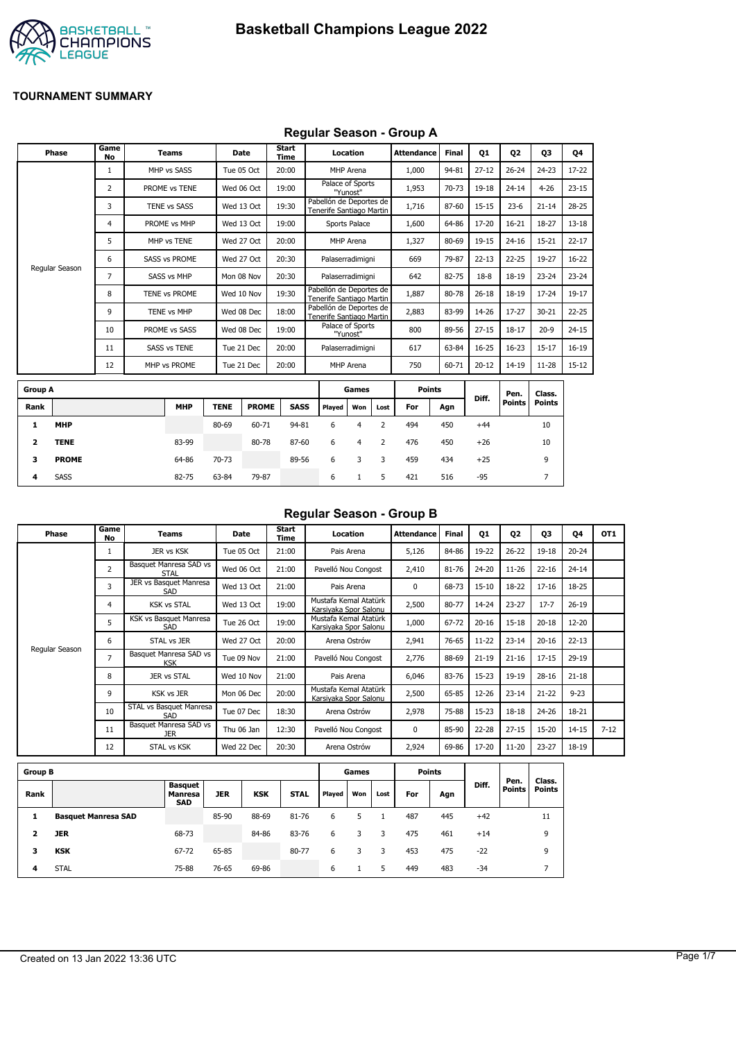# Basketball Champions League 2022

**TOURNAMENT SUMMARY**

## Regular Season - Group A

| Phase | Game No | Teams | Date | Start Time | Location | Attendance | Final | Q1 | Q2 | Q3 | Q4 |
|---|---|---|---|---|---|---|---|---|---|---|---|
| Regular Season | 1 | MHP vs SASS | Tue 05 Oct | 20:00 | MHP Arena | 1,000 | 94-81 | 27-12 | 26-24 | 24-23 | 17-22 |
| | 2 | PROME vs TENE | Wed 06 Oct | 19:00 | Palace of Sports "Yunost" | 1,953 | 70-73 | 19-18 | 24-14 | 4-26 | 23-15 |
| | 3 | TENE vs SASS | Wed 13 Oct | 19:30 | Pabellón de Deportes de Tenerife Santiago Martin | 1,716 | 87-60 | 15-15 | 23-6 | 21-14 | 28-25 |
| | 4 | PROME vs MHP | Wed 13 Oct | 19:00 | Sports Palace | 1,600 | 64-86 | 17-20 | 16-21 | 18-27 | 13-18 |
| | 5 | MHP vs TENE | Wed 27 Oct | 20:00 | MHP Arena | 1,327 | 80-69 | 19-15 | 24-16 | 15-21 | 22-17 |
| | 6 | SASS vs PROME | Wed 27 Oct | 20:30 | Palaserradimigni | 669 | 79-87 | 22-13 | 22-25 | 19-27 | 16-22 |
| | 7 | SASS vs MHP | Mon 08 Nov | 20:30 | Palaserradimigni | 642 | 82-75 | 18-8 | 18-19 | 23-24 | 23-24 |
| | 8 | TENE vs PROME | Wed 10 Nov | 19:30 | Pabellón de Deportes de Tenerife Santiago Martin | 1,887 | 80-78 | 26-18 | 18-19 | 17-24 | 19-17 |
| | 9 | TENE vs MHP | Wed 08 Dec | 18:00 | Pabellón de Deportes de Tenerife Santiago Martin | 2,883 | 83-99 | 14-26 | 17-27 | 30-21 | 22-25 |
| | 10 | PROME vs SASS | Wed 08 Dec | 19:00 | Palace of Sports "Yunost" | 800 | 89-56 | 27-15 | 18-17 | 20-9 | 24-15 |
| | 11 | SASS vs TENE | Tue 21 Dec | 20:00 | Palaserradimigni | 617 | 63-84 | 16-25 | 16-23 | 15-17 | 16-19 |
| | 12 | MHP vs PROME | Tue 21 Dec | 20:00 | MHP Arena | 750 | 60-71 | 20-12 | 14-19 | 11-28 | 15-12 |

| Group A | | | | | | Games | | | Points | | Diff. | Pen. Points | Class. Points |
|---|---|---|---|---|---|---|---|---|---|---|---|---|---|
| Rank | | MHP | TENE | PROME | SASS | Played | Won | Lost | For | Agn | | | |
| 1 | **MHP** | | 80-69 | 60-71 | 94-81 | 6 | 4 | 2 | 494 | 450 | +44 | | 10 |
| 2 | **TENE** | 83-99 | | 80-78 | 87-60 | 6 | 4 | 2 | 476 | 450 | +26 | | 10 |
| 3 | **PROME** | 64-86 | 70-73 | | 89-56 | 6 | 3 | 3 | 459 | 434 | +25 | | 9 |
| 4 | SASS | 82-75 | 63-84 | 79-87 | | 6 | 1 | 5 | 421 | 516 | -95 | | 7 |

## Regular Season - Group B

| Phase | Game No | Teams | Date | Start Time | Location | Attendance | Final | Q1 | Q2 | Q3 | Q4 | OT1 |
|---|---|---|---|---|---|---|---|---|---|---|---|---|
| Regular Season | 1 | JER vs KSK | Tue 05 Oct | 21:00 | Pais Arena | 5,126 | 84-86 | 19-22 | 26-22 | 19-18 | 20-24 | |
| | 2 | Basquet Manresa SAD vs STAL | Wed 06 Oct | 21:00 | Pavelló Nou Congost | 2,410 | 81-76 | 24-20 | 11-26 | 22-16 | 24-14 | |
| | 3 | JER vs Basquet Manresa SAD | Wed 13 Oct | 21:00 | Pais Arena | 0 | 68-73 | 15-10 | 18-22 | 17-16 | 18-25 | |
| | 4 | KSK vs STAL | Wed 13 Oct | 19:00 | Mustafa Kemal Atatürk Karsiyaka Spor Salonu | 2,500 | 80-77 | 14-24 | 23-27 | 17-7 | 26-19 | |
| | 5 | KSK vs Basquet Manresa SAD | Tue 26 Oct | 19:00 | Mustafa Kemal Atatürk Karsiyaka Spor Salonu | 1,000 | 67-72 | 20-16 | 15-18 | 20-18 | 12-20 | |
| | 6 | STAL vs JER | Wed 27 Oct | 20:00 | Arena Ostrów | 2,941 | 76-65 | 11-22 | 23-14 | 20-16 | 22-13 | |
| | 7 | Basquet Manresa SAD vs KSK | Tue 09 Nov | 21:00 | Pavelló Nou Congost | 2,776 | 88-69 | 21-19 | 21-16 | 17-15 | 29-19 | |
| | 8 | JER vs STAL | Wed 10 Nov | 21:00 | Pais Arena | 6,046 | 83-76 | 15-23 | 19-19 | 28-16 | 21-18 | |
| | 9 | KSK vs JER | Mon 06 Dec | 20:00 | Mustafa Kemal Atatürk Karsiyaka Spor Salonu | 2,500 | 65-85 | 12-26 | 23-14 | 21-22 | 9-23 | |
| | 10 | STAL vs Basquet Manresa SAD | Tue 07 Dec | 18:30 | Arena Ostrów | 2,978 | 75-88 | 15-23 | 18-18 | 24-26 | 18-21 | |
| | 11 | Basquet Manresa SAD vs JER | Thu 06 Jan | 12:30 | Pavelló Nou Congost | 0 | 85-90 | 22-28 | 27-15 | 15-20 | 14-15 | 7-12 |
| | 12 | STAL vs KSK | Wed 22 Dec | 20:30 | Arena Ostrów | 2,924 | 69-86 | 17-20 | 11-20 | 23-27 | 18-19 | |

| Group B | | | | | | Games | | | Points | | Diff. | Pen. Points | Class. Points |
|---|---|---|---|---|---|---|---|---|---|---|---|---|---|
| Rank | | Basquet Manresa SAD | JER | KSK | STAL | Played | Won | Lost | For | Agn | | | |
| 1 | **Basquet Manresa SAD** | | 85-90 | 88-69 | 81-76 | 6 | 5 | 1 | 487 | 445 | +42 | | 11 |
| 2 | **JER** | 68-73 | | 84-86 | 83-76 | 6 | 3 | 3 | 475 | 461 | +14 | | 9 |
| 3 | **KSK** | 67-72 | 65-85 | | 80-77 | 6 | 3 | 3 | 453 | 475 | -22 | | 9 |
| 4 | STAL | 75-88 | 76-65 | 69-86 | | 6 | 1 | 5 | 449 | 483 | -34 | | 7 |

Created on 13 Jan 2022 13:36 UTC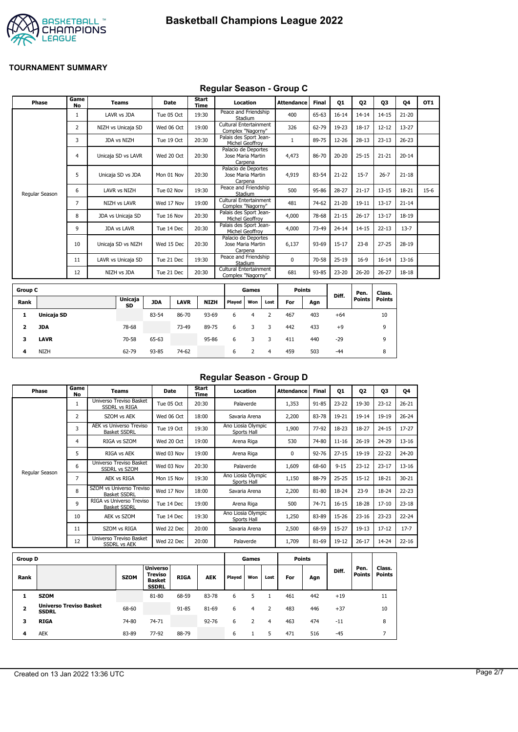# Basketball Champions League 2022

## TOURNAMENT SUMMARY

### Regular Season - Group C

| Phase | Game No | Teams | Date | Start Time | Location | Attendance | Final | Q1 | Q2 | Q3 | Q4 | OT1 |
|---|---|---|---|---|---|---|---|---|---|---|---|---|
| Regular Season | 1 | LAVR vs JDA | Tue 05 Oct | 19:30 | Peace and Friendship Stadium | 400 | 65-63 | 16-14 | 14-14 | 14-15 | 21-20 | |
| | 2 | NIZH vs Unicaja SD | Wed 06 Oct | 19:00 | Cultural Entertainment Complex "Nagorny" | 326 | 62-79 | 19-23 | 18-17 | 12-12 | 13-27 | |
| | 3 | JDA vs NIZH | Tue 19 Oct | 20:30 | Palais des Sport Jean-Michel Geoffroy | 1 | 89-75 | 12-26 | 28-13 | 23-13 | 26-23 | |
| | 4 | Unicaja SD vs LAVR | Wed 20 Oct | 20:30 | Palacio de Deportes Jose Maria Martin Carpena | 4,473 | 86-70 | 20-20 | 25-15 | 21-21 | 20-14 | |
| | 5 | Unicaja SD vs JDA | Mon 01 Nov | 20:30 | Palacio de Deportes Jose Maria Martin Carpena | 4,919 | 83-54 | 21-22 | 15-7 | 26-7 | 21-18 | |
| | 6 | LAVR vs NIZH | Tue 02 Nov | 19:30 | Peace and Friendship Stadium | 500 | 95-86 | 28-27 | 21-17 | 13-15 | 18-21 | 15-6 |
| | 7 | NIZH vs LAVR | Wed 17 Nov | 19:00 | Cultural Entertainment Complex "Nagorny" | 481 | 74-62 | 21-20 | 19-11 | 13-17 | 21-14 | |
| | 8 | JDA vs Unicaja SD | Tue 16 Nov | 20:30 | Palais des Sport Jean-Michel Geoffroy | 4,000 | 78-68 | 21-15 | 26-17 | 13-17 | 18-19 | |
| | 9 | JDA vs LAVR | Tue 14 Dec | 20:30 | Palais des Sport Jean-Michel Geoffroy | 4,000 | 73-49 | 24-14 | 14-15 | 22-13 | 13-7 | |
| | 10 | Unicaja SD vs NIZH | Wed 15 Dec | 20:30 | Palacio de Deportes Jose Maria Martin Carpena | 6,137 | 93-69 | 15-17 | 23-8 | 27-25 | 28-19 | |
| | 11 | LAVR vs Unicaja SD | Tue 21 Dec | 19:30 | Peace and Friendship Stadium | 0 | 70-58 | 25-19 | 16-9 | 16-14 | 13-16 | |
| | 12 | NIZH vs JDA | Tue 21 Dec | 20:30 | Cultural Entertainment Complex "Nagorny" | 681 | 93-85 | 23-20 | 26-20 | 26-27 | 18-18 | |

| Group C | | | | | | Games | | | Points | | Diff. | Pen. Points | Class. Points |
|---|---|---|---|---|---|---|---|---|---|---|---|---|---|
| Rank | | Unicaja SD | JDA | LAVR | NIZH | Played | Won | Lost | For | Agn | | | |
| 1 | **Unicaja SD** | | 83-54 | 86-70 | 93-69 | 6 | 4 | 2 | 467 | 403 | +64 | | 10 |
| 2 | **JDA** | 78-68 | | 73-49 | 89-75 | 6 | 3 | 3 | 442 | 433 | +9 | | 9 |
| 3 | **LAVR** | 70-58 | 65-63 | | 95-86 | 6 | 3 | 3 | 411 | 440 | -29 | | 9 |
| 4 | NIZH | 62-79 | 93-85 | 74-62 | | 6 | 2 | 4 | 459 | 503 | -44 | | 8 |

### Regular Season - Group D

| Phase | Game No | Teams | Date | Start Time | Location | Attendance | Final | Q1 | Q2 | Q3 | Q4 |
|---|---|---|---|---|---|---|---|---|---|---|---|
| Regular Season | 1 | Universo Treviso Basket SSDRL vs RIGA | Tue 05 Oct | 20:30 | Palaverde | 1,353 | 91-85 | 23-22 | 19-30 | 23-12 | 26-21 |
| | 2 | SZOM vs AEK | Wed 06 Oct | 18:00 | Savaria Arena | 2,200 | 83-78 | 19-21 | 19-14 | 19-19 | 26-24 |
| | 3 | AEK vs Universo Treviso Basket SSDRL | Tue 19 Oct | 19:30 | Ano Liosia Olympic Sports Hall | 1,900 | 77-92 | 18-23 | 18-27 | 24-15 | 17-27 |
| | 4 | RIGA vs SZOM | Wed 20 Oct | 19:00 | Arena Riga | 530 | 74-80 | 11-16 | 26-19 | 24-29 | 13-16 |
| | 5 | RIGA vs AEK | Wed 03 Nov | 19:00 | Arena Riga | 0 | 92-76 | 27-15 | 19-19 | 22-22 | 24-20 |
| | 6 | Universo Treviso Basket SSDRL vs SZOM | Wed 03 Nov | 20:30 | Palaverde | 1,609 | 68-60 | 9-15 | 23-12 | 23-17 | 13-16 |
| | 7 | AEK vs RIGA | Mon 15 Nov | 19:30 | Ano Liosia Olympic Sports Hall | 1,150 | 88-79 | 25-25 | 15-12 | 18-21 | 30-21 |
| | 8 | SZOM vs Universo Treviso Basket SSDRL | Wed 17 Nov | 18:00 | Savaria Arena | 2,200 | 81-80 | 18-24 | 23-9 | 18-24 | 22-23 |
| | 9 | RIGA vs Universo Treviso Basket SSDRL | Tue 14 Dec | 19:00 | Arena Riga | 500 | 74-71 | 16-15 | 18-28 | 17-10 | 23-18 |
| | 10 | AEK vs SZOM | Tue 14 Dec | 19:30 | Ano Liosia Olympic Sports Hall | 1,250 | 83-89 | 15-26 | 23-16 | 23-23 | 22-24 |
| | 11 | SZOM vs RIGA | Wed 22 Dec | 20:00 | Savaria Arena | 2,500 | 68-59 | 15-27 | 19-13 | 17-12 | 17-7 |
| | 12 | Universo Treviso Basket SSDRL vs AEK | Wed 22 Dec | 20:00 | Palaverde | 1,709 | 81-69 | 19-12 | 26-17 | 14-24 | 22-16 |

| Group D | | | | | | Games | | | Points | | Diff. | Pen. Points | Class. Points |
|---|---|---|---|---|---|---|---|---|---|---|---|---|---|
| Rank | | SZOM | Universo Treviso Basket SSDRL | RIGA | AEK | Played | Won | Lost | For | Agn | | | |
| 1 | **SZOM** | | 81-80 | 68-59 | 83-78 | 6 | 5 | 1 | 461 | 442 | +19 | | 11 |
| 2 | **Universo Treviso Basket SSDRL** | 68-60 | | 91-85 | 81-69 | 6 | 4 | 2 | 483 | 446 | +37 | | 10 |
| 3 | **RIGA** | 74-80 | 74-71 | | 92-76 | 6 | 2 | 4 | 463 | 474 | -11 | | 8 |
| 4 | AEK | 83-89 | 77-92 | 88-79 | | 6 | 1 | 5 | 471 | 516 | -45 | | 7 |

Created on 13 Jan 2022 13:36 UTC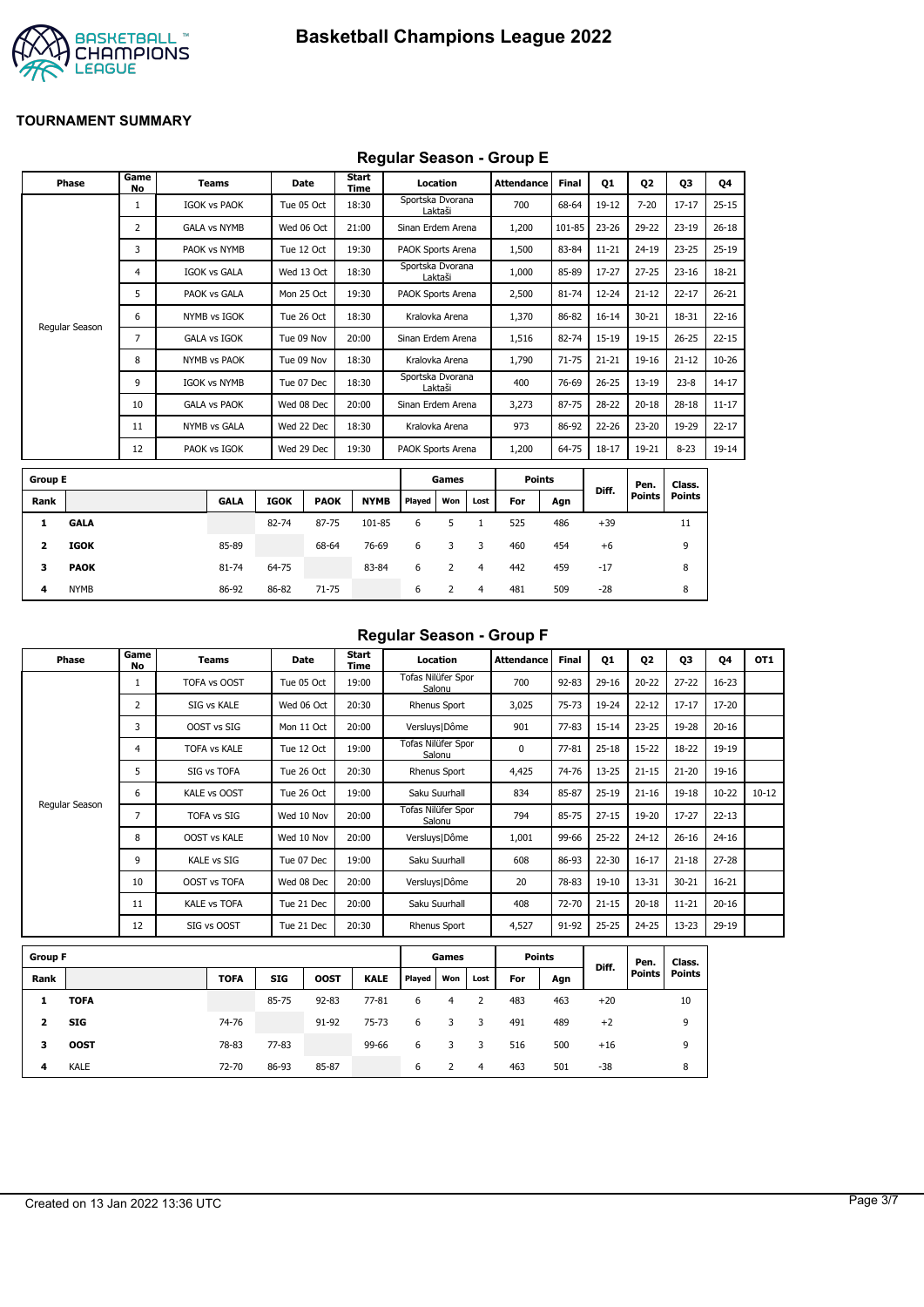# Basketball Champions League 2022

## TOURNAMENT SUMMARY

### Regular Season - Group E

| Phase | Game No | Teams | Date | Start Time | Location | Attendance | Final | Q1 | Q2 | Q3 | Q4 |
|---|---|---|---|---|---|---|---|---|---|---|---|
| Regular Season | 1 | IGOK vs PAOK | Tue 05 Oct | 18:30 | Sportska Dvorana Laktaši | 700 | 68-64 | 19-12 | 7-20 | 17-17 | 25-15 |
| | 2 | GALA vs NYMB | Wed 06 Oct | 21:00 | Sinan Erdem Arena | 1,200 | 101-85 | 23-26 | 29-22 | 23-19 | 26-18 |
| | 3 | PAOK vs NYMB | Tue 12 Oct | 19:30 | PAOK Sports Arena | 1,500 | 83-84 | 11-21 | 24-19 | 23-25 | 25-19 |
| | 4 | IGOK vs GALA | Wed 13 Oct | 18:30 | Sportska Dvorana Laktaši | 1,000 | 85-89 | 17-27 | 27-25 | 23-16 | 18-21 |
| | 5 | PAOK vs GALA | Mon 25 Oct | 19:30 | PAOK Sports Arena | 2,500 | 81-74 | 12-24 | 21-12 | 22-17 | 26-21 |
| | 6 | NYMB vs IGOK | Tue 26 Oct | 18:30 | Kralovka Arena | 1,370 | 86-82 | 16-14 | 30-21 | 18-31 | 22-16 |
| | 7 | GALA vs IGOK | Tue 09 Nov | 20:00 | Sinan Erdem Arena | 1,516 | 82-74 | 15-19 | 19-15 | 26-25 | 22-15 |
| | 8 | NYMB vs PAOK | Tue 09 Nov | 18:30 | Kralovka Arena | 1,790 | 71-75 | 21-21 | 19-16 | 21-12 | 10-26 |
| | 9 | IGOK vs NYMB | Tue 07 Dec | 18:30 | Sportska Dvorana Laktaši | 400 | 76-69 | 26-25 | 13-19 | 23-8 | 14-17 |
| | 10 | GALA vs PAOK | Wed 08 Dec | 20:00 | Sinan Erdem Arena | 3,273 | 87-75 | 28-22 | 20-18 | 28-18 | 11-17 |
| | 11 | NYMB vs GALA | Wed 22 Dec | 18:30 | Kralovka Arena | 973 | 86-92 | 22-26 | 23-20 | 19-29 | 22-17 |
| | 12 | PAOK vs IGOK | Wed 29 Dec | 19:30 | PAOK Sports Arena | 1,200 | 64-75 | 18-17 | 19-21 | 8-23 | 19-14 |

| Group E | | | | | | Games | | | Points | | Diff. | Pen. Points | Class. Points |
|---|---|---|---|---|---|---|---|---|---|---|---|---|---|
| Rank | | GALA | IGOK | PAOK | NYMB | Played | Won | Lost | For | Agn | | | |
| 1 | **GALA** | | 82-74 | 87-75 | 101-85 | 6 | 5 | 1 | 525 | 486 | +39 | | 11 |
| 2 | **IGOK** | 85-89 | | 68-64 | 76-69 | 6 | 3 | 3 | 460 | 454 | +6 | | 9 |
| 3 | **PAOK** | 81-74 | 64-75 | | 83-84 | 6 | 2 | 4 | 442 | 459 | -17 | | 8 |
| 4 | NYMB | 86-92 | 86-82 | 71-75 | | 6 | 2 | 4 | 481 | 509 | -28 | | 8 |

### Regular Season - Group F

| Phase | Game No | Teams | Date | Start Time | Location | Attendance | Final | Q1 | Q2 | Q3 | Q4 | OT1 |
|---|---|---|---|---|---|---|---|---|---|---|---|---|
| Regular Season | 1 | TOFA vs OOST | Tue 05 Oct | 19:00 | Tofas Nilüfer Spor Salonu | 700 | 92-83 | 29-16 | 20-22 | 27-22 | 16-23 | |
| | 2 | SIG vs KALE | Wed 06 Oct | 20:30 | Rhenus Sport | 3,025 | 75-73 | 19-24 | 22-12 | 17-17 | 17-20 | |
| | 3 | OOST vs SIG | Mon 11 Oct | 20:00 | Versluys\|Dôme | 901 | 77-83 | 15-14 | 23-25 | 19-28 | 20-16 | |
| | 4 | TOFA vs KALE | Tue 12 Oct | 19:00 | Tofas Nilüfer Spor Salonu | 0 | 77-81 | 25-18 | 15-22 | 18-22 | 19-19 | |
| | 5 | SIG vs TOFA | Tue 26 Oct | 20:30 | Rhenus Sport | 4,425 | 74-76 | 13-25 | 21-15 | 21-20 | 19-16 | |
| | 6 | KALE vs OOST | Tue 26 Oct | 19:00 | Saku Suurhall | 834 | 85-87 | 25-19 | 21-16 | 19-18 | 10-22 | 10-12 |
| | 7 | TOFA vs SIG | Wed 10 Nov | 20:00 | Tofas Nilüfer Spor Salonu | 794 | 85-75 | 27-15 | 19-20 | 17-27 | 22-13 | |
| | 8 | OOST vs KALE | Wed 10 Nov | 20:00 | Versluys\|Dôme | 1,001 | 99-66 | 25-22 | 24-12 | 26-16 | 24-16 | |
| | 9 | KALE vs SIG | Tue 07 Dec | 19:00 | Saku Suurhall | 608 | 86-93 | 22-30 | 16-17 | 21-18 | 27-28 | |
| | 10 | OOST vs TOFA | Wed 08 Dec | 20:00 | Versluys\|Dôme | 20 | 78-83 | 19-10 | 13-31 | 30-21 | 16-21 | |
| | 11 | KALE vs TOFA | Tue 21 Dec | 20:00 | Saku Suurhall | 408 | 72-70 | 21-15 | 20-18 | 11-21 | 20-16 | |
| | 12 | SIG vs OOST | Tue 21 Dec | 20:30 | Rhenus Sport | 4,527 | 91-92 | 25-25 | 24-25 | 13-23 | 29-19 | |

| Group F | | | | | | Games | | | Points | | Diff. | Pen. Points | Class. Points |
|---|---|---|---|---|---|---|---|---|---|---|---|---|---|
| Rank | | TOFA | SIG | OOST | KALE | Played | Won | Lost | For | Agn | | | |
| 1 | **TOFA** | | 85-75 | 92-83 | 77-81 | 6 | 4 | 2 | 483 | 463 | +20 | | 10 |
| 2 | **SIG** | 74-76 | | 91-92 | 75-73 | 6 | 3 | 3 | 491 | 489 | +2 | | 9 |
| 3 | **OOST** | 78-83 | 77-83 | | 99-66 | 6 | 3 | 3 | 516 | 500 | +16 | | 9 |
| 4 | KALE | 72-70 | 86-93 | 85-87 | | 6 | 2 | 4 | 463 | 501 | -38 | | 8 |

Created on 13 Jan 2022 13:36 UTC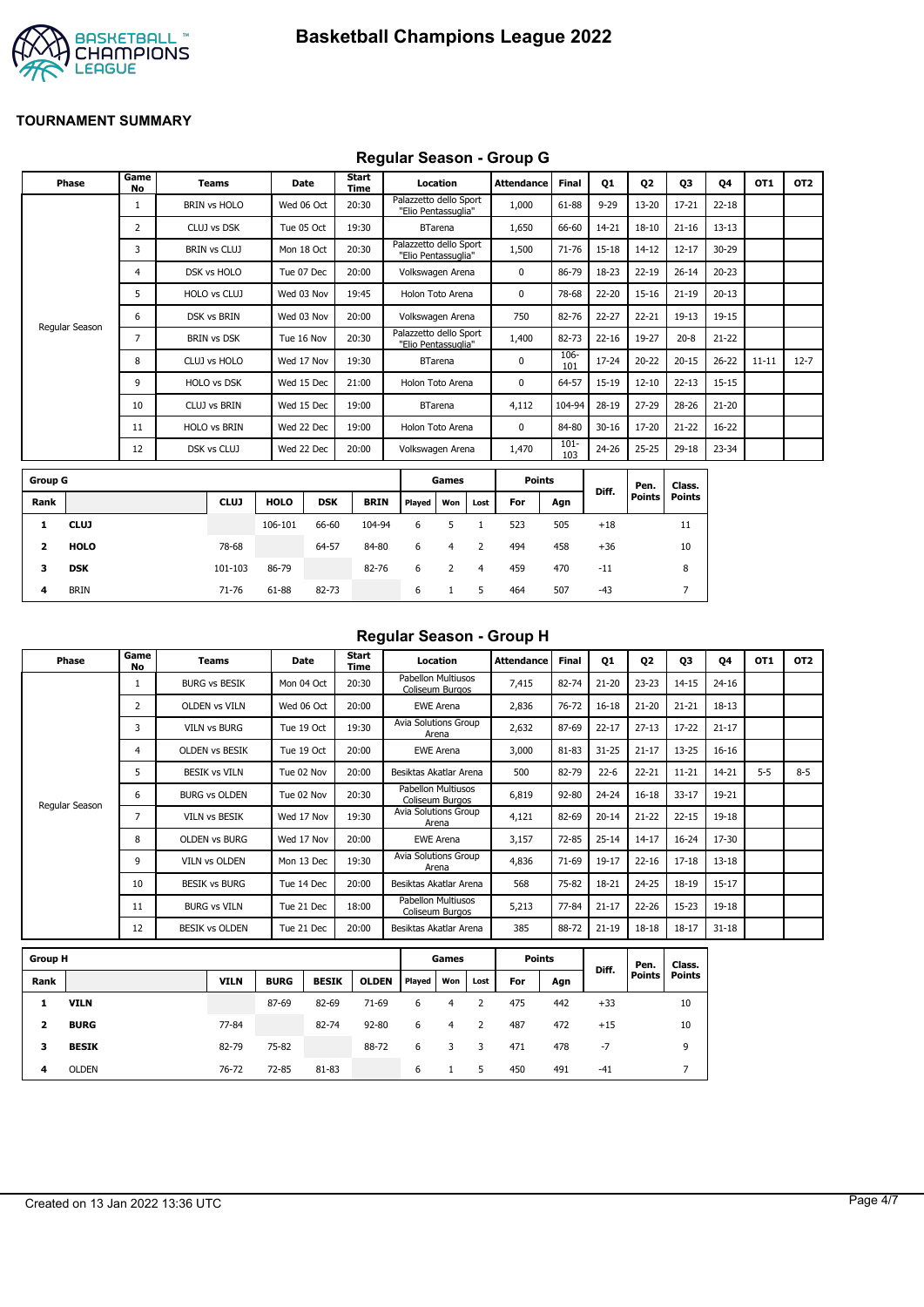# Basketball Champions League 2022

**TOURNAMENT SUMMARY**

## Regular Season - Group G

| Phase | Game No | Teams | Date | Start Time | Location | Attendance | Final | Q1 | Q2 | Q3 | Q4 | OT1 | OT2 |
|---|---|---|---|---|---|---|---|---|---|---|---|---|---|
| Regular Season | 1 | BRIN vs HOLO | Wed 06 Oct | 20:30 | Palazzetto dello Sport "Elio Pentassuglia" | 1,000 | 61-88 | 9-29 | 13-20 | 17-21 | 22-18 | | |
| | 2 | CLUJ vs DSK | Tue 05 Oct | 19:30 | BTarena | 1,650 | 66-60 | 14-21 | 18-10 | 21-16 | 13-13 | | |
| | 3 | BRIN vs CLUJ | Mon 18 Oct | 20:30 | Palazzetto dello Sport "Elio Pentassuglia" | 1,500 | 71-76 | 15-18 | 14-12 | 12-17 | 30-29 | | |
| | 4 | DSK vs HOLO | Tue 07 Dec | 20:00 | Volkswagen Arena | 0 | 86-79 | 18-23 | 22-19 | 26-14 | 20-23 | | |
| | 5 | HOLO vs CLUJ | Wed 03 Nov | 19:45 | Holon Toto Arena | 0 | 78-68 | 22-20 | 15-16 | 21-19 | 20-13 | | |
| | 6 | DSK vs BRIN | Wed 03 Nov | 20:00 | Volkswagen Arena | 750 | 82-76 | 22-27 | 22-21 | 19-13 | 19-15 | | |
| | 7 | BRIN vs DSK | Tue 16 Nov | 20:30 | Palazzetto dello Sport "Elio Pentassuglia" | 1,400 | 82-73 | 22-16 | 19-27 | 20-8 | 21-22 | | |
| | 8 | CLUJ vs HOLO | Wed 17 Nov | 19:30 | BTarena | 0 | 106-101 | 17-24 | 20-22 | 20-15 | 26-22 | 11-11 | 12-7 |
| | 9 | HOLO vs DSK | Wed 15 Dec | 21:00 | Holon Toto Arena | 0 | 64-57 | 15-19 | 12-10 | 22-13 | 15-15 | | |
| | 10 | CLUJ vs BRIN | Wed 15 Dec | 19:00 | BTarena | 4,112 | 104-94 | 28-19 | 27-29 | 28-26 | 21-20 | | |
| | 11 | HOLO vs BRIN | Wed 22 Dec | 19:00 | Holon Toto Arena | 0 | 84-80 | 30-16 | 17-20 | 21-22 | 16-22 | | |
| | 12 | DSK vs CLUJ | Wed 22 Dec | 20:00 | Volkswagen Arena | 1,470 | 101-103 | 24-26 | 25-25 | 29-18 | 23-34 | | |

| Group G | | | | | | Games | | | Points | | Diff. | Pen. Points | Class. Points |
|---|---|---|---|---|---|---|---|---|---|---|---|---|---|
| Rank | | CLUJ | HOLO | DSK | BRIN | Played | Won | Lost | For | Agn | | | |
| 1 | **CLUJ** | | 106-101 | 66-60 | 104-94 | 6 | 5 | 1 | 523 | 505 | +18 | | 11 |
| 2 | **HOLO** | 78-68 | | 64-57 | 84-80 | 6 | 4 | 2 | 494 | 458 | +36 | | 10 |
| 3 | **DSK** | 101-103 | 86-79 | | 82-76 | 6 | 2 | 4 | 459 | 470 | -11 | | 8 |
| 4 | BRIN | 71-76 | 61-88 | 82-73 | | 6 | 1 | 5 | 464 | 507 | -43 | | 7 |

## Regular Season - Group H

| Phase | Game No | Teams | Date | Start Time | Location | Attendance | Final | Q1 | Q2 | Q3 | Q4 | OT1 | OT2 |
|---|---|---|---|---|---|---|---|---|---|---|---|---|---|
| Regular Season | 1 | BURG vs BESIK | Mon 04 Oct | 20:30 | Pabellon Multiusos Coliseum Burgos | 7,415 | 82-74 | 21-20 | 23-23 | 14-15 | 24-16 | | |
| | 2 | OLDEN vs VILN | Wed 06 Oct | 20:00 | EWE Arena | 2,836 | 76-72 | 16-18 | 21-20 | 21-21 | 18-13 | | |
| | 3 | VILN vs BURG | Tue 19 Oct | 19:30 | Avia Solutions Group Arena | 2,632 | 87-69 | 22-17 | 27-13 | 17-22 | 21-17 | | |
| | 4 | OLDEN vs BESIK | Tue 19 Oct | 20:00 | EWE Arena | 3,000 | 81-83 | 31-25 | 21-17 | 13-25 | 16-16 | | |
| | 5 | BESIK vs VILN | Tue 02 Nov | 20:00 | Besiktas Akatlar Arena | 500 | 82-79 | 22-6 | 22-21 | 11-21 | 14-21 | 5-5 | 8-5 |
| | 6 | BURG vs OLDEN | Tue 02 Nov | 20:30 | Pabellon Multiusos Coliseum Burgos | 6,819 | 92-80 | 24-24 | 16-18 | 33-17 | 19-21 | | |
| | 7 | VILN vs BESIK | Wed 17 Nov | 19:30 | Avia Solutions Group Arena | 4,121 | 82-69 | 20-14 | 21-22 | 22-15 | 19-18 | | |
| | 8 | OLDEN vs BURG | Wed 17 Nov | 20:00 | EWE Arena | 3,157 | 72-85 | 25-14 | 14-17 | 16-24 | 17-30 | | |
| | 9 | VILN vs OLDEN | Mon 13 Dec | 19:30 | Avia Solutions Group Arena | 4,836 | 71-69 | 19-17 | 22-16 | 17-18 | 13-18 | | |
| | 10 | BESIK vs BURG | Tue 14 Dec | 20:00 | Besiktas Akatlar Arena | 568 | 75-82 | 18-21 | 24-25 | 18-19 | 15-17 | | |
| | 11 | BURG vs VILN | Tue 21 Dec | 18:00 | Pabellon Multiusos Coliseum Burgos | 5,213 | 77-84 | 21-17 | 22-26 | 15-23 | 19-18 | | |
| | 12 | BESIK vs OLDEN | Tue 21 Dec | 20:00 | Besiktas Akatlar Arena | 385 | 88-72 | 21-19 | 18-18 | 18-17 | 31-18 | | |

| Group H | | | | | | Games | | | Points | | Diff. | Pen. Points | Class. Points |
|---|---|---|---|---|---|---|---|---|---|---|---|---|---|
| Rank | | VILN | BURG | BESIK | OLDEN | Played | Won | Lost | For | Agn | | | |
| 1 | **VILN** | | 87-69 | 82-69 | 71-69 | 6 | 4 | 2 | 475 | 442 | +33 | | 10 |
| 2 | **BURG** | 77-84 | | 82-74 | 92-80 | 6 | 4 | 2 | 487 | 472 | +15 | | 10 |
| 3 | **BESIK** | 82-79 | 75-82 | | 88-72 | 6 | 3 | 3 | 471 | 478 | -7 | | 9 |
| 4 | OLDEN | 76-72 | 72-85 | 81-83 | | 6 | 1 | 5 | 450 | 491 | -41 | | 7 |

Created on 13 Jan 2022 13:36 UTC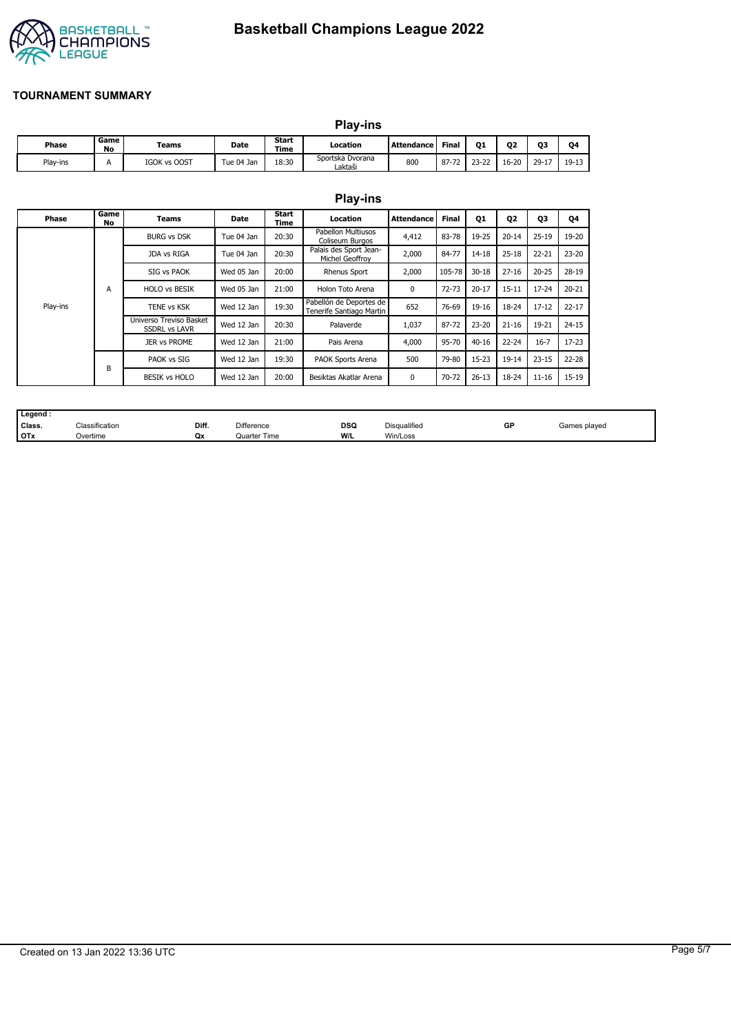# Basketball Champions League 2022

## TOURNAMENT SUMMARY

### Play-ins

| Phase | Game No | Teams | Date | Start Time | Location | Attendance | Final | Q1 | Q2 | Q3 | Q4 |
|---|---|---|---|---|---|---|---|---|---|---|---|
| Play-ins | A | IGOK vs OOST | Tue 04 Jan | 18:30 | Sportska Dvorana Laktaši | 800 | 87-72 | 23-22 | 16-20 | 29-17 | 19-13 |

### Play-ins

| Phase | Game No | Teams | Date | Start Time | Location | Attendance | Final | Q1 | Q2 | Q3 | Q4 |
|---|---|---|---|---|---|---|---|---|---|---|---|
| Play-ins | A | BURG vs DSK | Tue 04 Jan | 20:30 | Pabellon Multiusos Coliseum Burgos | 4,412 | 83-78 | 19-25 | 20-14 | 25-19 | 19-20 |
| | | JDA vs RIGA | Tue 04 Jan | 20:30 | Palais des Sport Jean-Michel Geoffroy | 2,000 | 84-77 | 14-18 | 25-18 | 22-21 | 23-20 |
| | | SIG vs PAOK | Wed 05 Jan | 20:00 | Rhenus Sport | 2,000 | 105-78 | 30-18 | 27-16 | 20-25 | 28-19 |
| | | HOLO vs BESIK | Wed 05 Jan | 21:00 | Holon Toto Arena | 0 | 72-73 | 20-17 | 15-11 | 17-24 | 20-21 |
| | | TENE vs KSK | Wed 12 Jan | 19:30 | Pabellón de Deportes de Tenerife Santiago Martin | 652 | 76-69 | 19-16 | 18-24 | 17-12 | 22-17 |
| | | Universo Treviso Basket SSDRL vs LAVR | Wed 12 Jan | 20:30 | Palaverde | 1,037 | 87-72 | 23-20 | 21-16 | 19-21 | 24-15 |
| | | JER vs PROME | Wed 12 Jan | 21:00 | Pais Arena | 4,000 | 95-70 | 40-16 | 22-24 | 16-7 | 17-23 |
| | B | PAOK vs SIG | Wed 12 Jan | 19:30 | PAOK Sports Arena | 500 | 79-80 | 15-23 | 19-14 | 23-15 | 22-28 |
| | | BESIK vs HOLO | Wed 12 Jan | 20:00 | Besiktas Akatlar Arena | 0 | 70-72 | 26-13 | 18-24 | 11-16 | 15-19 |

| Legend : | | | | | | | |
|---|---|---|---|---|---|---|---|
| Class. | Classification | Diff. | Difference | DSQ | Disqualified | GP | Games played |
| OTx | Overtime | Qx | Quarter Time | W/L | Win/Loss | | |

Created on 13 Jan 2022 13:36 UTC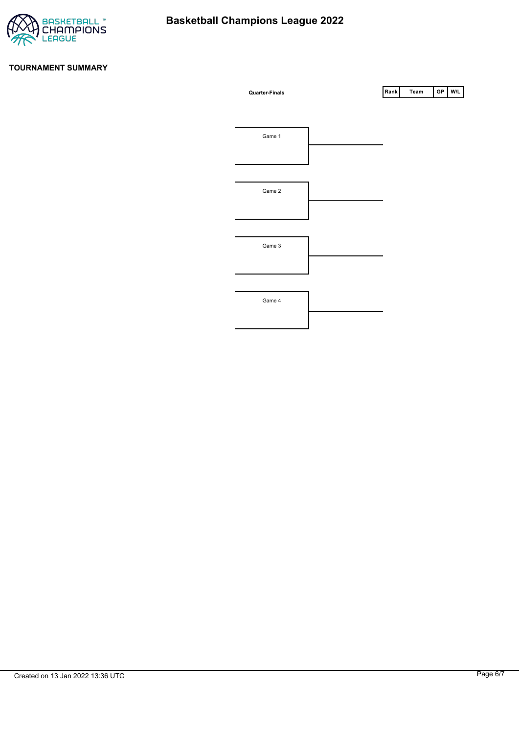# Basketball Champions League 2022

**TOURNAMENT SUMMARY**

**Quarter-Finals**

| Rank | Team | GP | W/L |
| --- | --- | --- | --- |

Game 1

Game 2

Game 3

Game 4

Created on 13 Jan 2022 13:36 UTC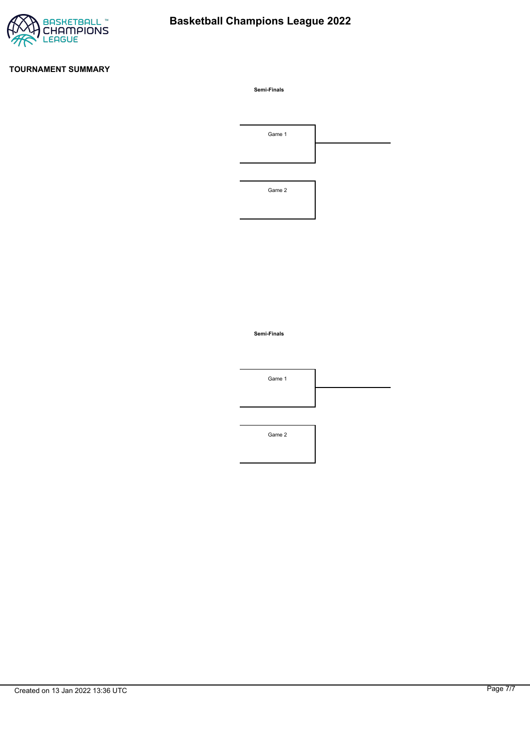# Basketball Champions League 2022

## TOURNAMENT SUMMARY

**Semi-Finals**

Game 1

Game 2

**Semi-Finals**

Game 1

Game 2

Created on 13 Jan 2022 13:36 UTC